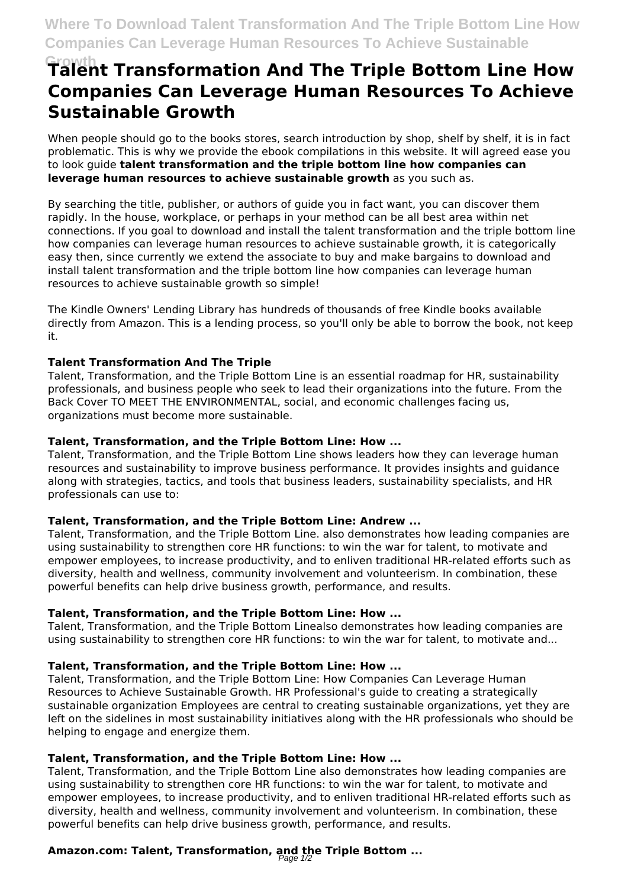# Talent Transformation And The Triple Bottom Line How Companies Can Leverage Human Resources To Achieve Sustainable Growth

When people should go to the books stores, search introduction by shop, shelf by shelf, it is in fact problematic. This is why we provide the ebook compilations in this website. It will agreed ease you to look guide **talent transformation and the triple bottom line how companies can leverage human resources to achieve sustainable growth** as you such as.

By searching the title, publisher, or authors of guide you in fact want, you can discover them rapidly. In the house, workplace, or perhaps in your method can be all best area within net connections. If you goal to download and install the talent transformation and the triple bottom line how companies can leverage human resources to achieve sustainable growth, it is categorically easy then, since currently we extend the associate to buy and make bargains to download and install talent transformation and the triple bottom line how companies can leverage human resources to achieve sustainable growth so simple!

The Kindle Owners' Lending Library has hundreds of thousands of free Kindle books available directly from Amazon. This is a lending process, so you'll only be able to borrow the book, not keep it.

### Talent Transformation And The Triple

Talent, Transformation, and the Triple Bottom Line is an essential roadmap for HR, sustainability professionals, and business people who seek to lead their organizations into the future. From the Back Cover TO MEET THE ENVIRONMENTAL, social, and economic challenges facing us, organizations must become more sustainable.

### Talent, Transformation, and the Triple Bottom Line: How ...

Talent, Transformation, and the Triple Bottom Line shows leaders how they can leverage human resources and sustainability to improve business performance. It provides insights and guidance along with strategies, tactics, and tools that business leaders, sustainability specialists, and HR professionals can use to:

### Talent, Transformation, and the Triple Bottom Line: Andrew ...

Talent, Transformation, and the Triple Bottom Line. also demonstrates how leading companies are using sustainability to strengthen core HR functions: to win the war for talent, to motivate and empower employees, to increase productivity, and to enliven traditional HR-related efforts such as diversity, health and wellness, community involvement and volunteerism. In combination, these powerful benefits can help drive business growth, performance, and results.

### Talent, Transformation, and the Triple Bottom Line: How ...

Talent, Transformation, and the Triple Bottom Linealso demonstrates how leading companies are using sustainability to strengthen core HR functions: to win the war for talent, to motivate and...

### Talent, Transformation, and the Triple Bottom Line: How ...

Talent, Transformation, and the Triple Bottom Line: How Companies Can Leverage Human Resources to Achieve Sustainable Growth. HR Professional's guide to creating a strategically sustainable organization Employees are central to creating sustainable organizations, yet they are left on the sidelines in most sustainability initiatives along with the HR professionals who should be helping to engage and energize them.

### Talent, Transformation, and the Triple Bottom Line: How ...

Talent, Transformation, and the Triple Bottom Line also demonstrates how leading companies are using sustainability to strengthen core HR functions: to win the war for talent, to motivate and empower employees, to increase productivity, and to enliven traditional HR-related efforts such as diversity, health and wellness, community involvement and volunteerism. In combination, these powerful benefits can help drive business growth, performance, and results.

### Amazon.com: Talent, Transformation, and the Triple Bottom ...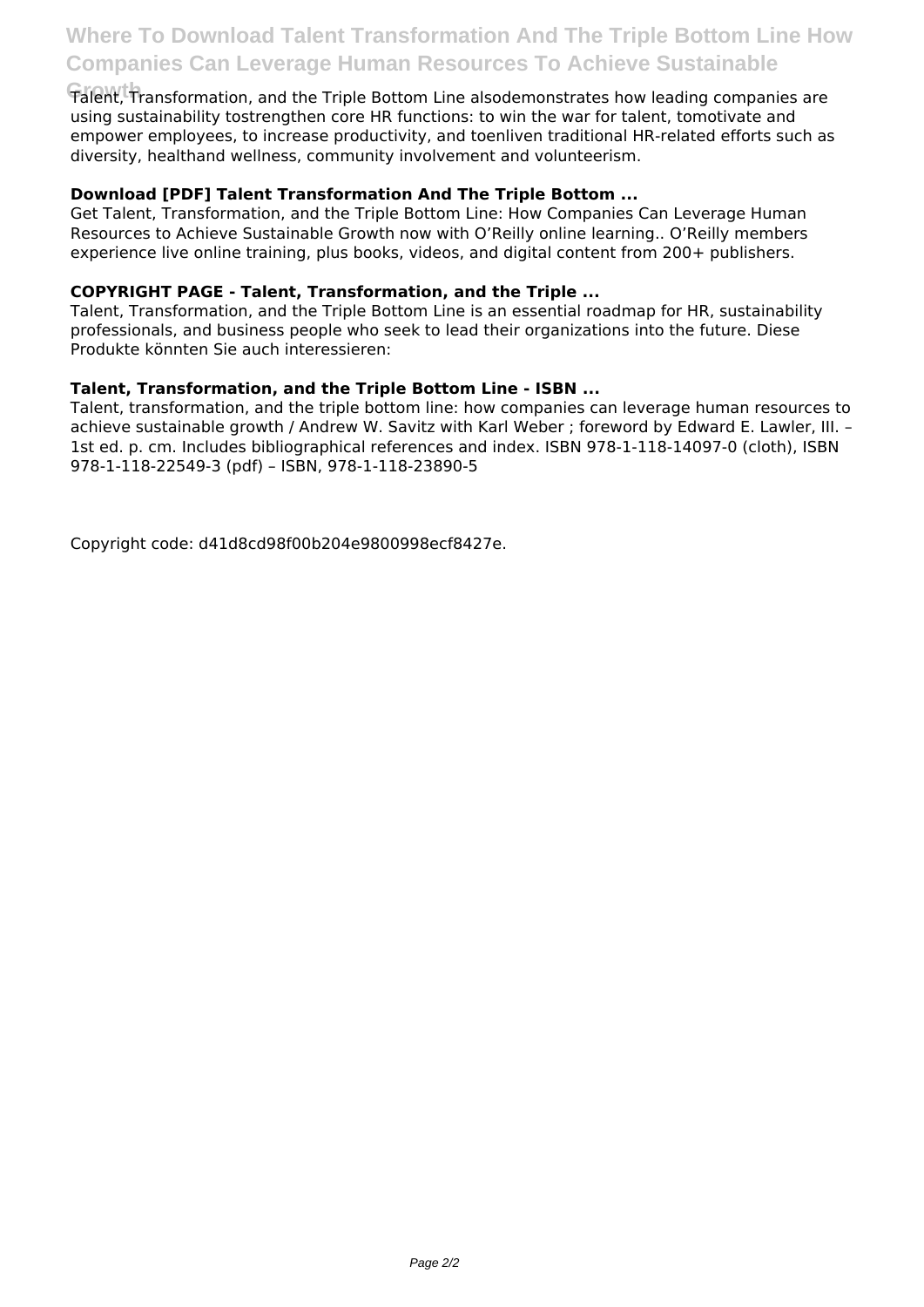Talent, Transformation, and the Triple Bottom Line alsodemonstrates how leading companies are using sustainability tostrengthen core HR functions: to win the war for talent, tomotivate and empower employees, to increase productivity, and toenliven traditional HR-related efforts such as diversity, healthand wellness, community involvement and volunteerism.

### Download [PDF] Talent Transformation And The Triple Bottom ...

Get Talent, Transformation, and the Triple Bottom Line: How Companies Can Leverage Human Resources to Achieve Sustainable Growth now with O'Reilly online learning.. O'Reilly members experience live online training, plus books, videos, and digital content from 200+ publishers.

### COPYRIGHT PAGE - Talent, Transformation, and the Triple ...

Talent, Transformation, and the Triple Bottom Line is an essential roadmap for HR, sustainability professionals, and business people who seek to lead their organizations into the future. Diese Produkte könnten Sie auch interessieren:

### Talent, Transformation, and the Triple Bottom Line - ISBN ...

Talent, transformation, and the triple bottom line: how companies can leverage human resources to achieve sustainable growth / Andrew W. Savitz with Karl Weber ; foreword by Edward E. Lawler, III. – 1st ed. p. cm. Includes bibliographical references and index. ISBN 978-1-118-14097-0 (cloth), ISBN 978-1-118-22549-3 (pdf) – ISBN, 978-1-118-23890-5

Copyright code: d41d8cd98f00b204e9800998ecf8427e.